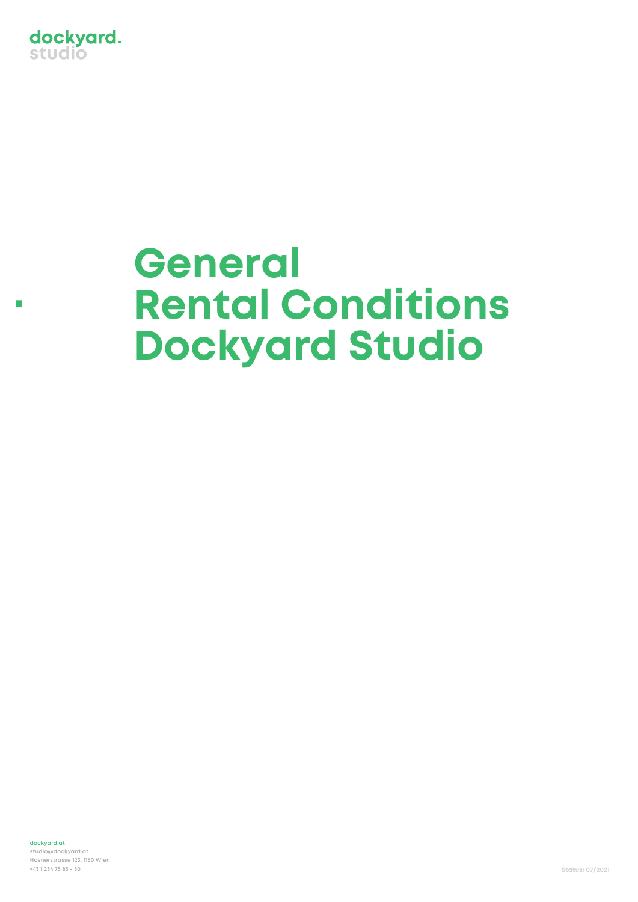dockyard.
studio

# General Rental Conditions Dockyard Studio

dockyard.at
studio@dockyard.at
Hasnerstrasse 123, 1160 Wien
+43 1 234 75 85 - 50

Status: 07/2021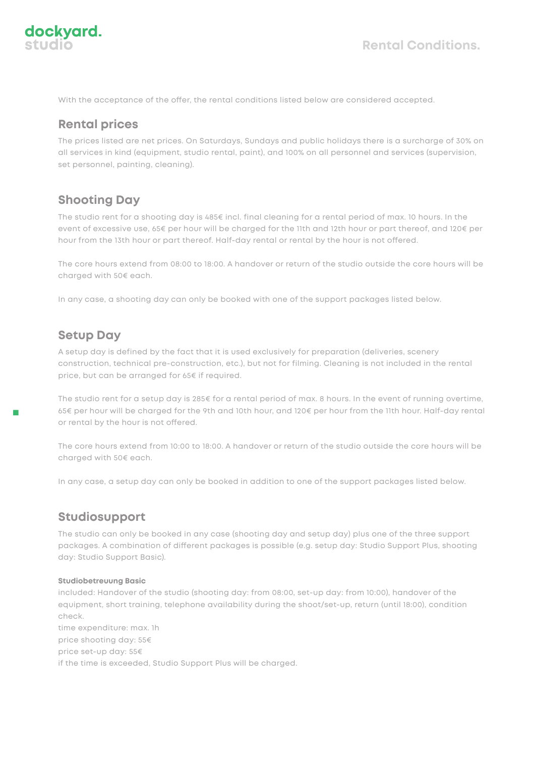With the acceptance of the offer, the rental conditions listed below are considered accepted.

## Rental prices

The prices listed are net prices. On Saturdays, Sundays and public holidays there is a surcharge of 30% on all services in kind (equipment, studio rental, paint), and 100% on all personnel and services (supervision, set personnel, painting, cleaning).

## Shooting Day

The studio rent for a shooting day is 485€ incl. final cleaning for a rental period of max. 10 hours. In the event of excessive use, 65€ per hour will be charged for the 11th and 12th hour or part thereof, and 120€ per hour from the 13th hour or part thereof. Half-day rental or rental by the hour is not offered.

The core hours extend from 08:00 to 18:00. A handover or return of the studio outside the core hours will be charged with 50€ each.

In any case, a shooting day can only be booked with one of the support packages listed below.

## Setup Day

A setup day is defined by the fact that it is used exclusively for preparation (deliveries, scenery construction, technical pre-construction, etc.), but not for filming. Cleaning is not included in the rental price, but can be arranged for 65€ if required.

The studio rent for a setup day is 285€ for a rental period of max. 8 hours. In the event of running overtime, 65€ per hour will be charged for the 9th and 10th hour, and 120€ per hour from the 11th hour. Half-day rental or rental by the hour is not offered.

The core hours extend from 10:00 to 18:00. A handover or return of the studio outside the core hours will be charged with 50€ each.

In any case, a setup day can only be booked in addition to one of the support packages listed below.

## Studiosupport

The studio can only be booked in any case (shooting day and setup day) plus one of the three support packages. A combination of different packages is possible (e.g. setup day: Studio Support Plus, shooting day: Studio Support Basic).

#### Studiobetreuung Basic

included: Handover of the studio (shooting day: from 08:00, set-up day: from 10:00), handover of the equipment, short training, telephone availability during the shoot/set-up, return (until 18:00), condition check.
time expenditure: max. 1h
price shooting day: 55€
price set-up day: 55€
if the time is exceeded, Studio Support Plus will be charged.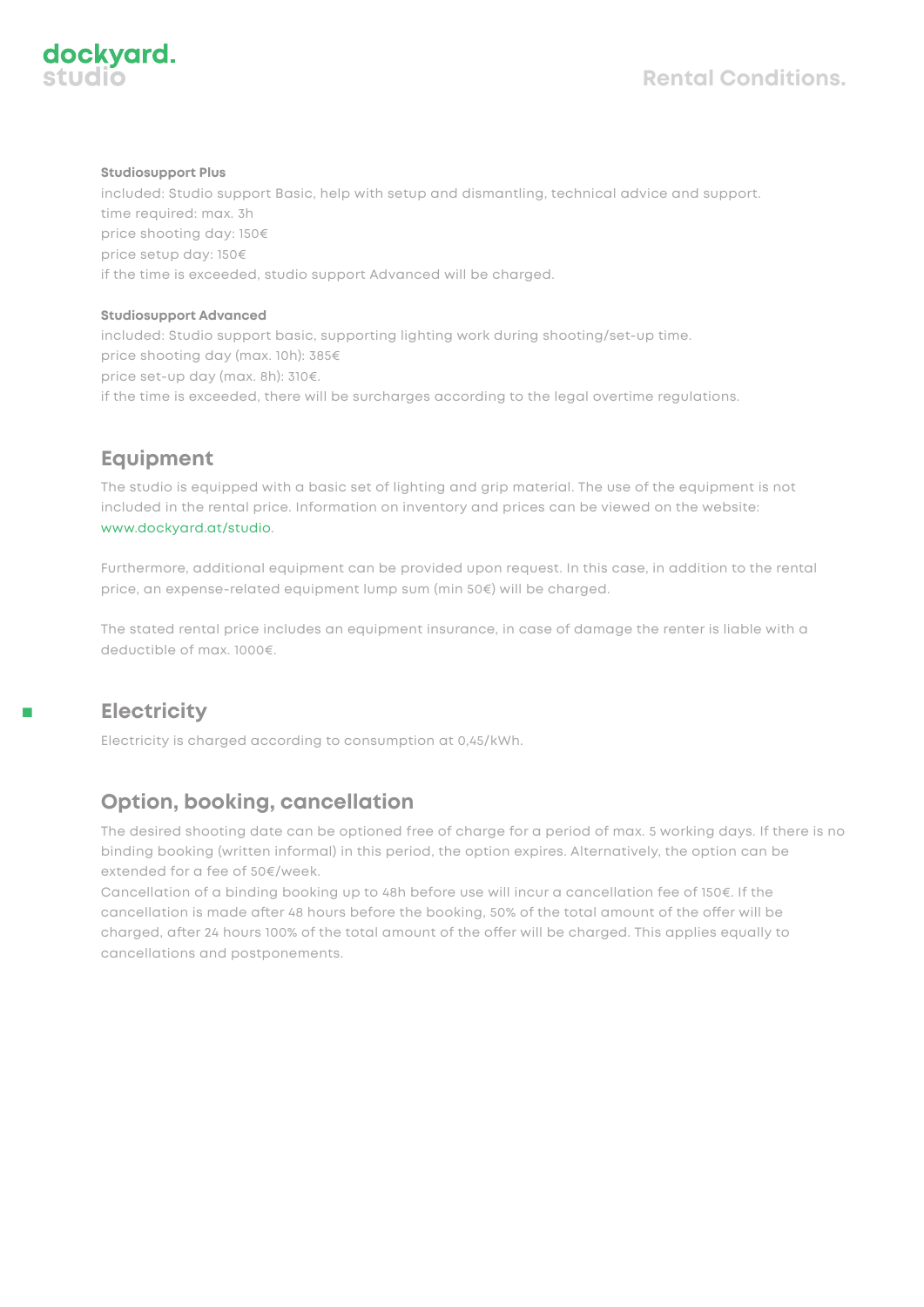**Studiosupport Plus**

included: Studio support Basic, help with setup and dismantling, technical advice and support.
time required: max. 3h
price shooting day: 150€
price setup day: 150€
if the time is exceeded, studio support Advanced will be charged.

**Studiosupport Advanced**

included: Studio support basic, supporting lighting work during shooting/set-up time.
price shooting day (max. 10h): 385€
price set-up day (max. 8h): 310€.
if the time is exceeded, there will be surcharges according to the legal overtime regulations.

## Equipment

The studio is equipped with a basic set of lighting and grip material. The use of the equipment is not included in the rental price. Information on inventory and prices can be viewed on the website: www.dockyard.at/studio.

Furthermore, additional equipment can be provided upon request. In this case, in addition to the rental price, an expense-related equipment lump sum (min 50€) will be charged.

The stated rental price includes an equipment insurance, in case of damage the renter is liable with a deductible of max. 1000€.

## Electricity

Electricity is charged according to consumption at 0,45/kWh.

## Option, booking, cancellation

The desired shooting date can be optioned free of charge for a period of max. 5 working days. If there is no binding booking (written informal) in this period, the option expires. Alternatively, the option can be extended for a fee of 50€/week.
Cancellation of a binding booking up to 48h before use will incur a cancellation fee of 150€. If the cancellation is made after 48 hours before the booking, 50% of the total amount of the offer will be charged, after 24 hours 100% of the total amount of the offer will be charged. This applies equally to cancellations and postponements.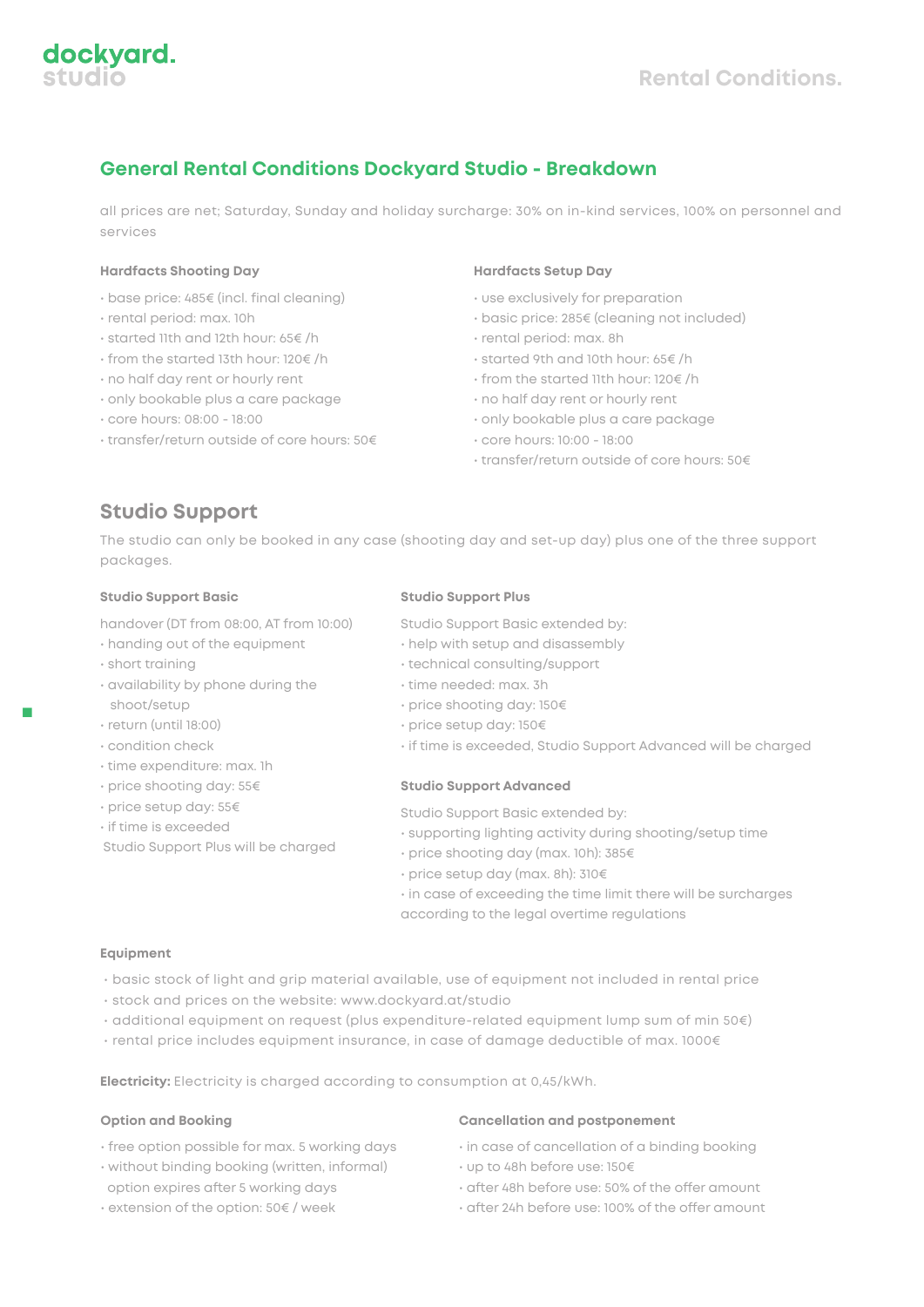# General Rental Conditions Dockyard Studio - Breakdown

all prices are net; Saturday, Sunday and holiday surcharge: 30% on in-kind services, 100% on personnel and services

### Hardfacts Shooting Day

- base price: 485€ (incl. final cleaning)
- rental period: max. 10h
- started 11th and 12th hour: 65€ /h
- from the started 13th hour: 120€ /h
- no half day rent or hourly rent
- only bookable plus a care package
- core hours: 08:00 - 18:00
- transfer/return outside of core hours: 50€

### Hardfacts Setup Day

- use exclusively for preparation
- basic price: 285€ (cleaning not included)
- rental period: max. 8h
- started 9th and 10th hour: 65€ /h
- from the started 11th hour: 120€ /h
- no half day rent or hourly rent
- only bookable plus a care package
- core hours: 10:00 - 18:00
- transfer/return outside of core hours: 50€

## Studio Support

The studio can only be booked in any case (shooting day and set-up day) plus one of the three support packages.

### Studio Support Basic

handover (DT from 08:00, AT from 10:00)

- handing out of the equipment
- short training
- availability by phone during the shoot/setup
- return (until 18:00)
- condition check
- time expenditure: max. 1h
- price shooting day: 55€
- price setup day: 55€
- if time is exceeded Studio Support Plus will be charged

### Studio Support Plus

Studio Support Basic extended by:

- help with setup and disassembly
- technical consulting/support
- time needed: max. 3h
- price shooting day: 150€
- price setup day: 150€
- if time is exceeded, Studio Support Advanced will be charged

### Studio Support Advanced

Studio Support Basic extended by:

- supporting lighting activity during shooting/setup time
- price shooting day (max. 10h): 385€
- price setup day (max. 8h): 310€
- in case of exceeding the time limit there will be surcharges according to the legal overtime regulations

### Equipment

- basic stock of light and grip material available, use of equipment not included in rental price
- stock and prices on the website: www.dockyard.at/studio
- additional equipment on request (plus expenditure-related equipment lump sum of min 50€)
- rental price includes equipment insurance, in case of damage deductible of max. 1000€

**Electricity:** Electricity is charged according to consumption at 0,45/kWh.

### Option and Booking

- free option possible for max. 5 working days
- without binding booking (written, informal) option expires after 5 working days
- extension of the option: 50€ / week

### Cancellation and postponement

- in case of cancellation of a binding booking
- up to 48h before use: 150€
- after 48h before use: 50% of the offer amount
- after 24h before use: 100% of the offer amount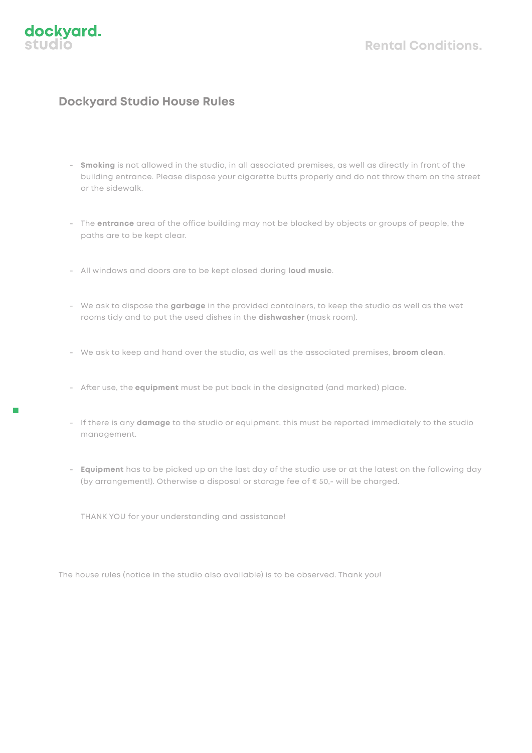## Dockyard Studio House Rules

- **Smoking** is not allowed in the studio, in all associated premises, as well as directly in front of the building entrance. Please dispose your cigarette butts properly and do not throw them on the street or the sidewalk.

- The **entrance** area of the office building may not be blocked by objects or groups of people, the paths are to be kept clear.

- All windows and doors are to be kept closed during **loud music**.

- We ask to dispose the **garbage** in the provided containers, to keep the studio as well as the wet rooms tidy and to put the used dishes in the **dishwasher** (mask room).

- We ask to keep and hand over the studio, as well as the associated premises, **broom clean**.

- After use, the **equipment** must be put back in the designated (and marked) place.

- If there is any **damage** to the studio or equipment, this must be reported immediately to the studio management.

- **Equipment** has to be picked up on the last day of the studio use or at the latest on the following day (by arrangement!). Otherwise a disposal or storage fee of € 50,- will be charged.

THANK YOU for your understanding and assistance!

The house rules (notice in the studio also available) is to be observed. Thank you!